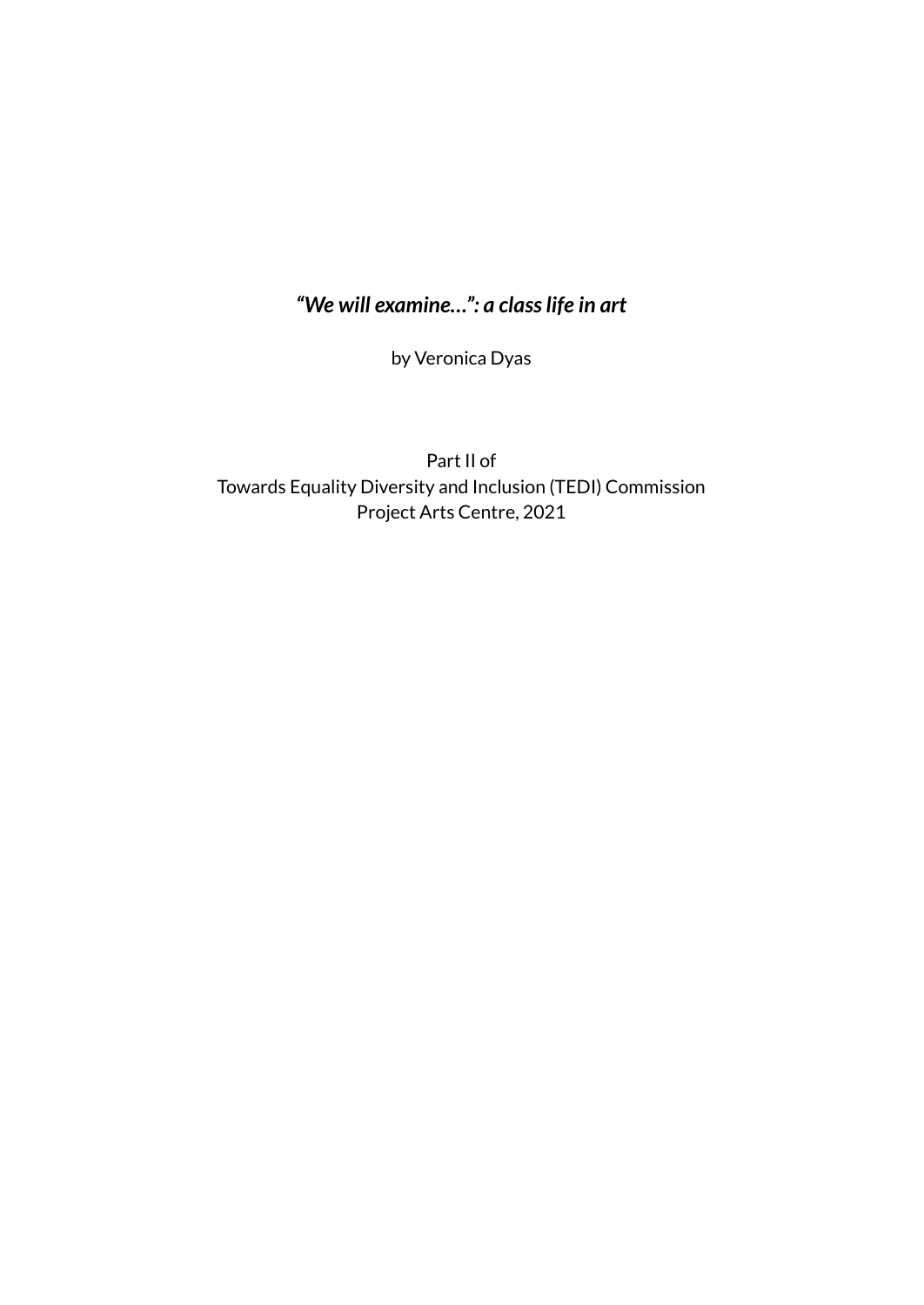# *"We will examine...": a class life in art*

by Veronica Dyas

Part II of
Towards Equality Diversity and Inclusion (TEDI) Commission
Project Arts Centre, 2021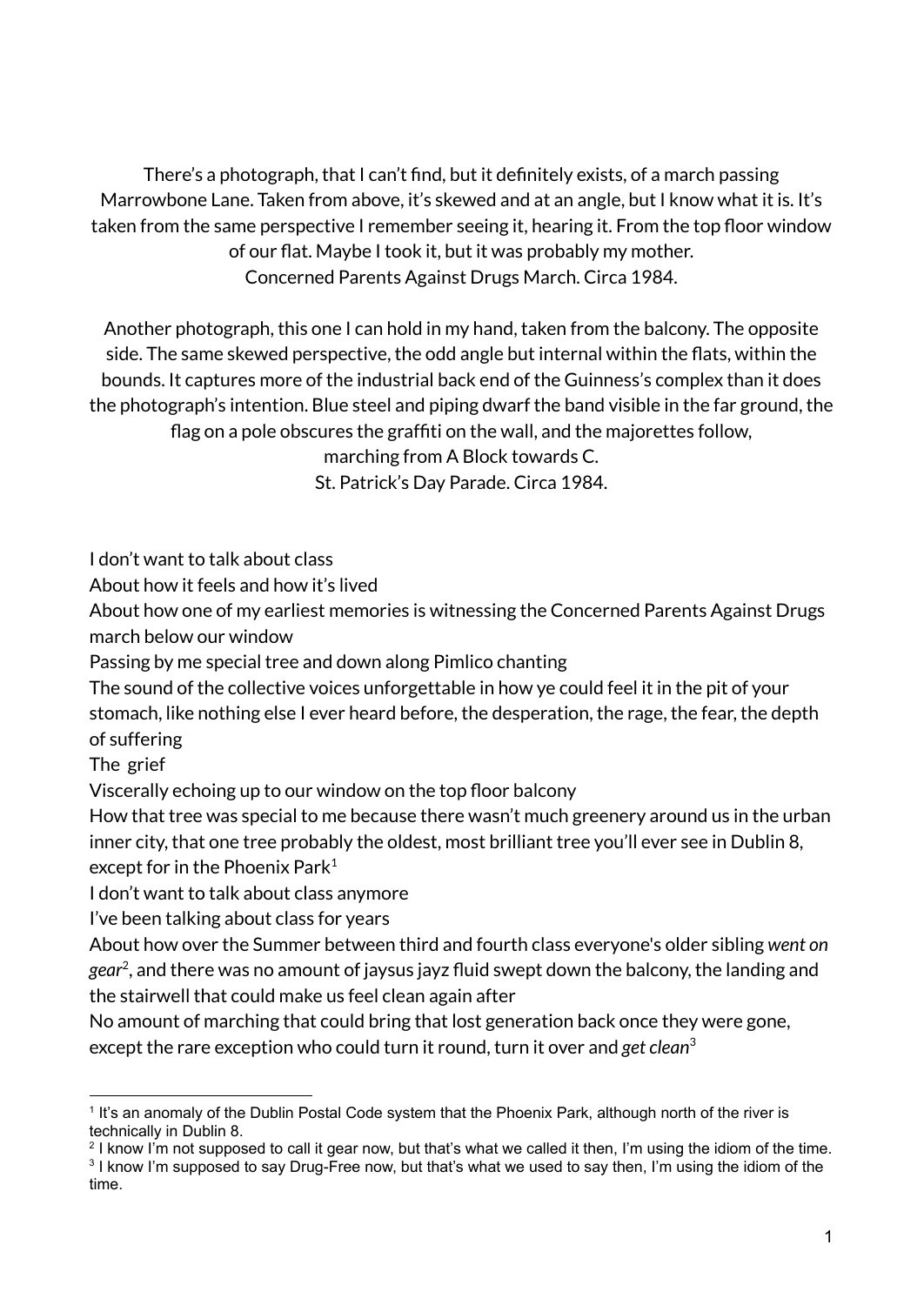There's a photograph, that I can't find, but it definitely exists, of a march passing Marrowbone Lane. Taken from above, it's skewed and at an angle, but I know what it is. It's taken from the same perspective I remember seeing it, hearing it. From the top floor window of our flat. Maybe I took it, but it was probably my mother.
Concerned Parents Against Drugs March. Circa 1984.

Another photograph, this one I can hold in my hand, taken from the balcony. The opposite side. The same skewed perspective, the odd angle but internal within the flats, within the bounds. It captures more of the industrial back end of the Guinness's complex than it does the photograph's intention. Blue steel and piping dwarf the band visible in the far ground, the flag on a pole obscures the graffiti on the wall, and the majorettes follow,
marching from A Block towards C.
St. Patrick's Day Parade. Circa 1984.

I don't want to talk about class
About how it feels and how it's lived
About how one of my earliest memories is witnessing the Concerned Parents Against Drugs march below our window
Passing by me special tree and down along Pimlico chanting
The sound of the collective voices unforgettable in how ye could feel it in the pit of your stomach, like nothing else I ever heard before, the desperation, the rage, the fear, the depth of suffering
The grief
Viscerally echoing up to our window on the top floor balcony
How that tree was special to me because there wasn't much greenery around us in the urban inner city, that one tree probably the oldest, most brilliant tree you'll ever see in Dublin 8, except for in the Phoenix Park[1]
I don't want to talk about class anymore
I've been talking about class for years
About how over the Summer between third and fourth class everyone's older sibling *went on gear*[2], and there was no amount of jaysus jayz fluid swept down the balcony, the landing and the stairwell that could make us feel clean again after
No amount of marching that could bring that lost generation back once they were gone, except the rare exception who could turn it round, turn it over and *get clean*[3]

---

[1] It's an anomaly of the Dublin Postal Code system that the Phoenix Park, although north of the river is technically in Dublin 8.
[2] I know I'm not supposed to call it gear now, but that's what we called it then, I'm using the idiom of the time.
[3] I know I'm supposed to say Drug-Free now, but that's what we used to say then, I'm using the idiom of the time.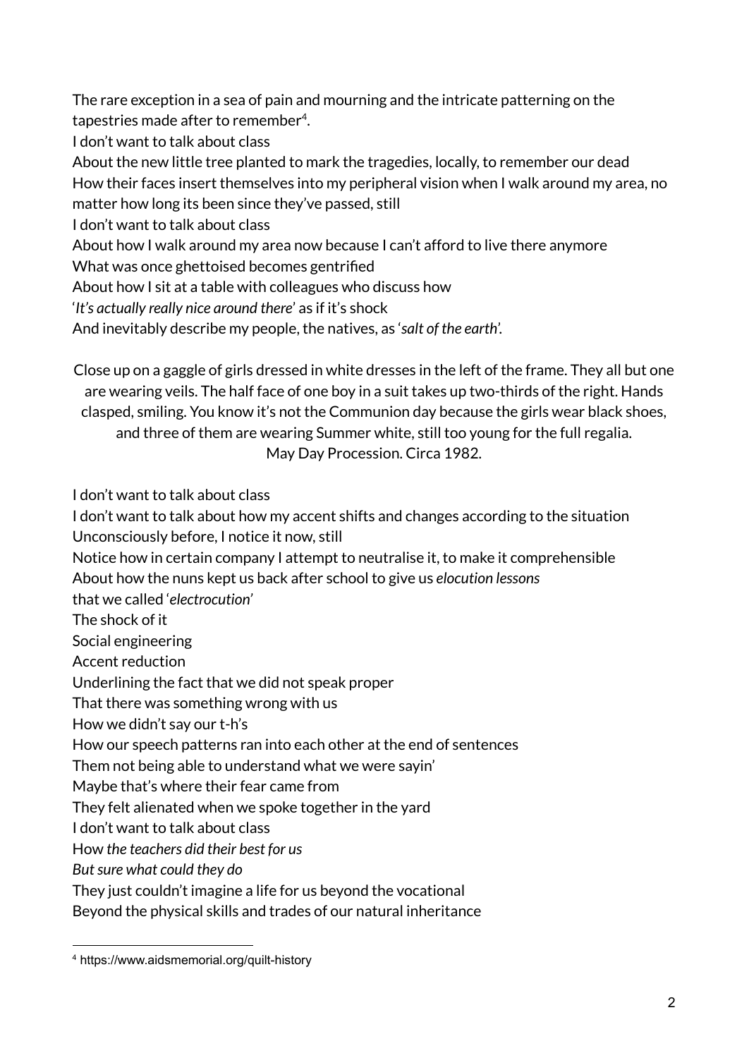The rare exception in a sea of pain and mourning and the intricate patterning on the tapestries made after to remember[4].
I don't want to talk about class
About the new little tree planted to mark the tragedies, locally, to remember our dead
How their faces insert themselves into my peripheral vision when I walk around my area, no matter how long its been since they've passed, still
I don't want to talk about class
About how I walk around my area now because I can't afford to live there anymore
What was once ghettoised becomes gentrified
About how I sit at a table with colleagues who discuss how
'*It's actually really nice around there*' as if it's shock
And inevitably describe my people, the natives, as '*salt of the earth*'.

Close up on a gaggle of girls dressed in white dresses in the left of the frame. They all but one are wearing veils. The half face of one boy in a suit takes up two-thirds of the right. Hands clasped, smiling. You know it's not the Communion day because the girls wear black shoes, and three of them are wearing Summer white, still too young for the full regalia.
May Day Procession. Circa 1982.

I don't want to talk about class
I don't want to talk about how my accent shifts and changes according to the situation
Unconsciously before, I notice it now, still
Notice how in certain company I attempt to neutralise it, to make it comprehensible
About how the nuns kept us back after school to give us *elocution lessons*
that we called '*electrocution*'
The shock of it
Social engineering
Accent reduction
Underlining the fact that we did not speak proper
That there was something wrong with us
How we didn't say our t-h's
How our speech patterns ran into each other at the end of sentences
Them not being able to understand what we were sayin'
Maybe that's where their fear came from
They felt alienated when we spoke together in the yard
I don't want to talk about class
How *the teachers did their best for us*
*But sure what could they do*
They just couldn't imagine a life for us beyond the vocational
Beyond the physical skills and trades of our natural inheritance

[4] https://www.aidsmemorial.org/quilt-history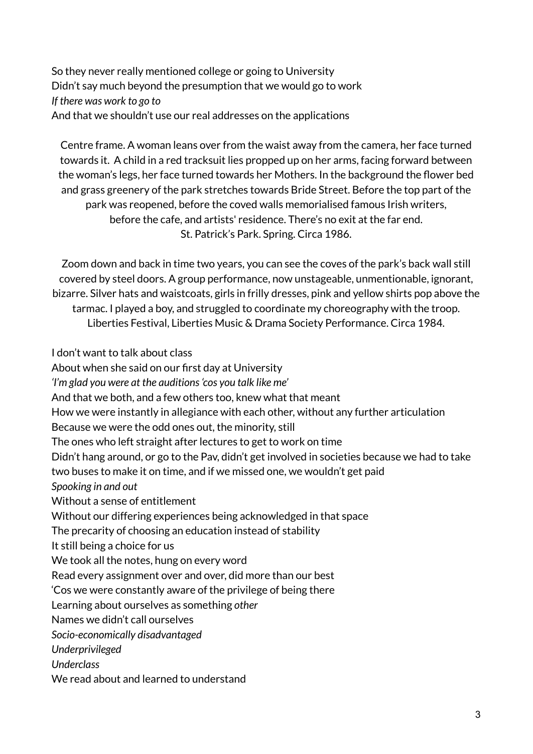So they never really mentioned college or going to University
Didn't say much beyond the presumption that we would go to work
*If there was work to go to*
And that we shouldn't use our real addresses on the applications

Centre frame. A woman leans over from the waist away from the camera, her face turned towards it. A child in a red tracksuit lies propped up on her arms, facing forward between the woman's legs, her face turned towards her Mothers. In the background the flower bed and grass greenery of the park stretches towards Bride Street. Before the top part of the park was reopened, before the coved walls memorialised famous Irish writers, before the cafe, and artists' residence. There's no exit at the far end.
St. Patrick's Park. Spring. Circa 1986.

Zoom down and back in time two years, you can see the coves of the park's back wall still covered by steel doors. A group performance, now unstageable, unmentionable, ignorant, bizarre. Silver hats and waistcoats, girls in frilly dresses, pink and yellow shirts pop above the tarmac. I played a boy, and struggled to coordinate my choreography with the troop.
Liberties Festival, Liberties Music & Drama Society Performance. Circa 1984.

I don't want to talk about class
About when she said on our first day at University
*'I'm glad you were at the auditions 'cos you talk like me'*
And that we both, and a few others too, knew what that meant
How we were instantly in allegiance with each other, without any further articulation
Because we were the odd ones out, the minority, still
The ones who left straight after lectures to get to work on time
Didn't hang around, or go to the Pav, didn't get involved in societies because we had to take two buses to make it on time, and if we missed one, we wouldn't get paid
*Spooking in and out*
Without a sense of entitlement
Without our differing experiences being acknowledged in that space
The precarity of choosing an education instead of stability
It still being a choice for us
We took all the notes, hung on every word
Read every assignment over and over, did more than our best
'Cos we were constantly aware of the privilege of being there
Learning about ourselves as something *other*
Names we didn't call ourselves
*Socio-economically disadvantaged*
*Underprivileged*
*Underclass*
We read about and learned to understand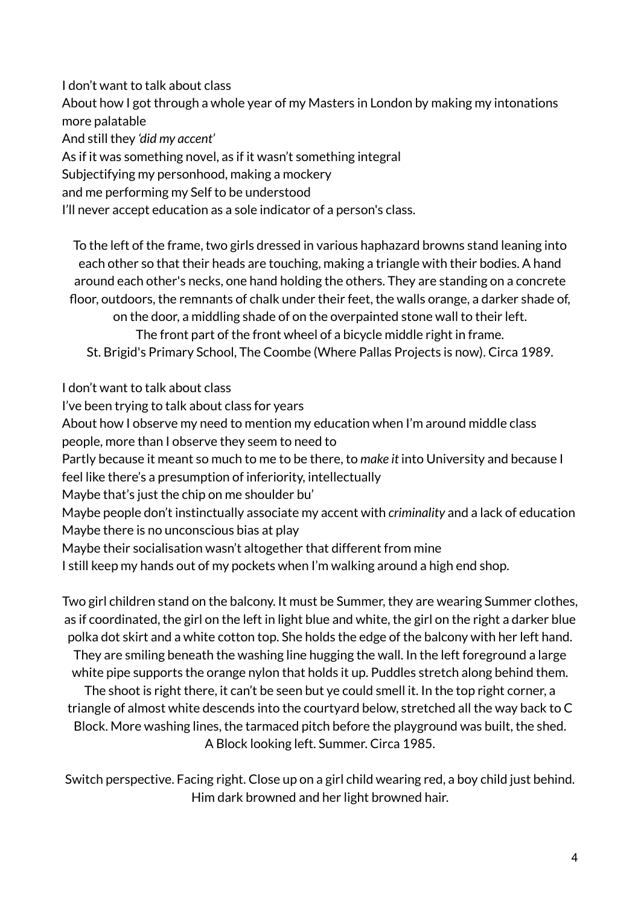I don't want to talk about class
About how I got through a whole year of my Masters in London by making my intonations more palatable
And still they *'did my accent'*
As if it was something novel, as if it wasn't something integral
Subjectifying my personhood, making a mockery
and me performing my Self to be understood
I'll never accept education as a sole indicator of a person's class.

To the left of the frame, two girls dressed in various haphazard browns stand leaning into each other so that their heads are touching, making a triangle with their bodies. A hand around each other's necks, one hand holding the others. They are standing on a concrete floor, outdoors, the remnants of chalk under their feet, the walls orange, a darker shade of, on the door, a middling shade of on the overpainted stone wall to their left.
The front part of the front wheel of a bicycle middle right in frame.
St. Brigid's Primary School, The Coombe (Where Pallas Projects is now). Circa 1989.

I don't want to talk about class
I've been trying to talk about class for years
About how I observe my need to mention my education when I'm around middle class people, more than I observe they seem to need to
Partly because it meant so much to me to be there, to *make it* into University and because I feel like there's a presumption of inferiority, intellectually
Maybe that's just the chip on me shoulder bu'
Maybe people don't instinctually associate my accent with *criminality* and a lack of education
Maybe there is no unconscious bias at play
Maybe their socialisation wasn't altogether that different from mine
I still keep my hands out of my pockets when I'm walking around a high end shop.

Two girl children stand on the balcony. It must be Summer, they are wearing Summer clothes, as if coordinated, the girl on the left in light blue and white, the girl on the right a darker blue polka dot skirt and a white cotton top. She holds the edge of the balcony with her left hand. They are smiling beneath the washing line hugging the wall. In the left foreground a large white pipe supports the orange nylon that holds it up. Puddles stretch along behind them. The shoot is right there, it can't be seen but ye could smell it. In the top right corner, a triangle of almost white descends into the courtyard below, stretched all the way back to C Block. More washing lines, the tarmaced pitch before the playground was built, the shed.
A Block looking left. Summer. Circa 1985.

Switch perspective. Facing right. Close up on a girl child wearing red, a boy child just behind. Him dark browned and her light browned hair.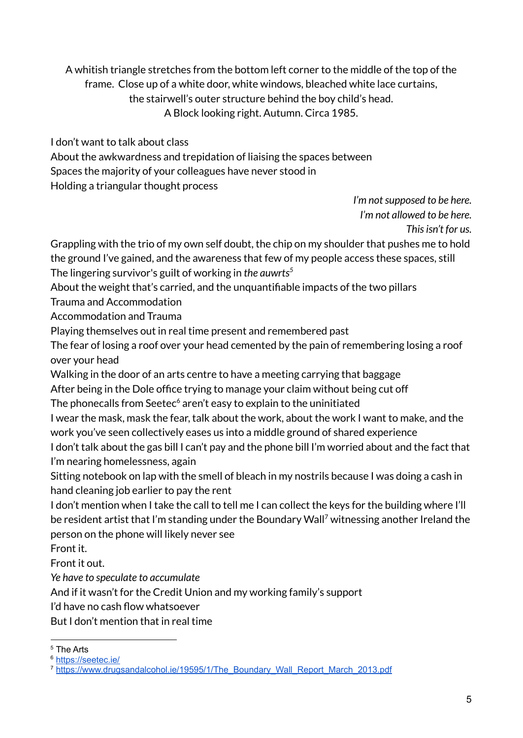A whitish triangle stretches from the bottom left corner to the middle of the top of the frame. Close up of a white door, white windows, bleached white lace curtains, the stairwell's outer structure behind the boy child's head.
A Block looking right. Autumn. Circa 1985.

I don't want to talk about class
About the awkwardness and trepidation of liaising the spaces between
Spaces the majority of your colleagues have never stood in
Holding a triangular thought process

*I'm not supposed to be here.*
*I'm not allowed to be here.*
*This isn't for us.*

Grappling with the trio of my own self doubt, the chip on my shoulder that pushes me to hold the ground I've gained, and the awareness that few of my people access these spaces, still
The lingering survivor's guilt of working in *the auwrts*[5]
About the weight that's carried, and the unquantifiable impacts of the two pillars
Trauma and Accommodation
Accommodation and Trauma
Playing themselves out in real time present and remembered past
The fear of losing a roof over your head cemented by the pain of remembering losing a roof over your head
Walking in the door of an arts centre to have a meeting carrying that baggage
After being in the Dole office trying to manage your claim without being cut off
The phonecalls from Seetec[6] aren't easy to explain to the uninitiated
I wear the mask, mask the fear, talk about the work, about the work I want to make, and the work you've seen collectively eases us into a middle ground of shared experience
I don't talk about the gas bill I can't pay and the phone bill I'm worried about and the fact that I'm nearing homelessness, again
Sitting notebook on lap with the smell of bleach in my nostrils because I was doing a cash in hand cleaning job earlier to pay the rent
I don't mention when I take the call to tell me I can collect the keys for the building where I'll be resident artist that I'm standing under the Boundary Wall[7] witnessing another Ireland the person on the phone will likely never see
Front it.
Front it out.
*Ye have to speculate to accumulate*
And if it wasn't for the Credit Union and my working family's support
I'd have no cash flow whatsoever
But I don't mention that in real time

---

[5] The Arts
[6] https://seetec.ie/
[7] https://www.drugsandalcohol.ie/19595/1/The_Boundary_Wall_Report_March_2013.pdf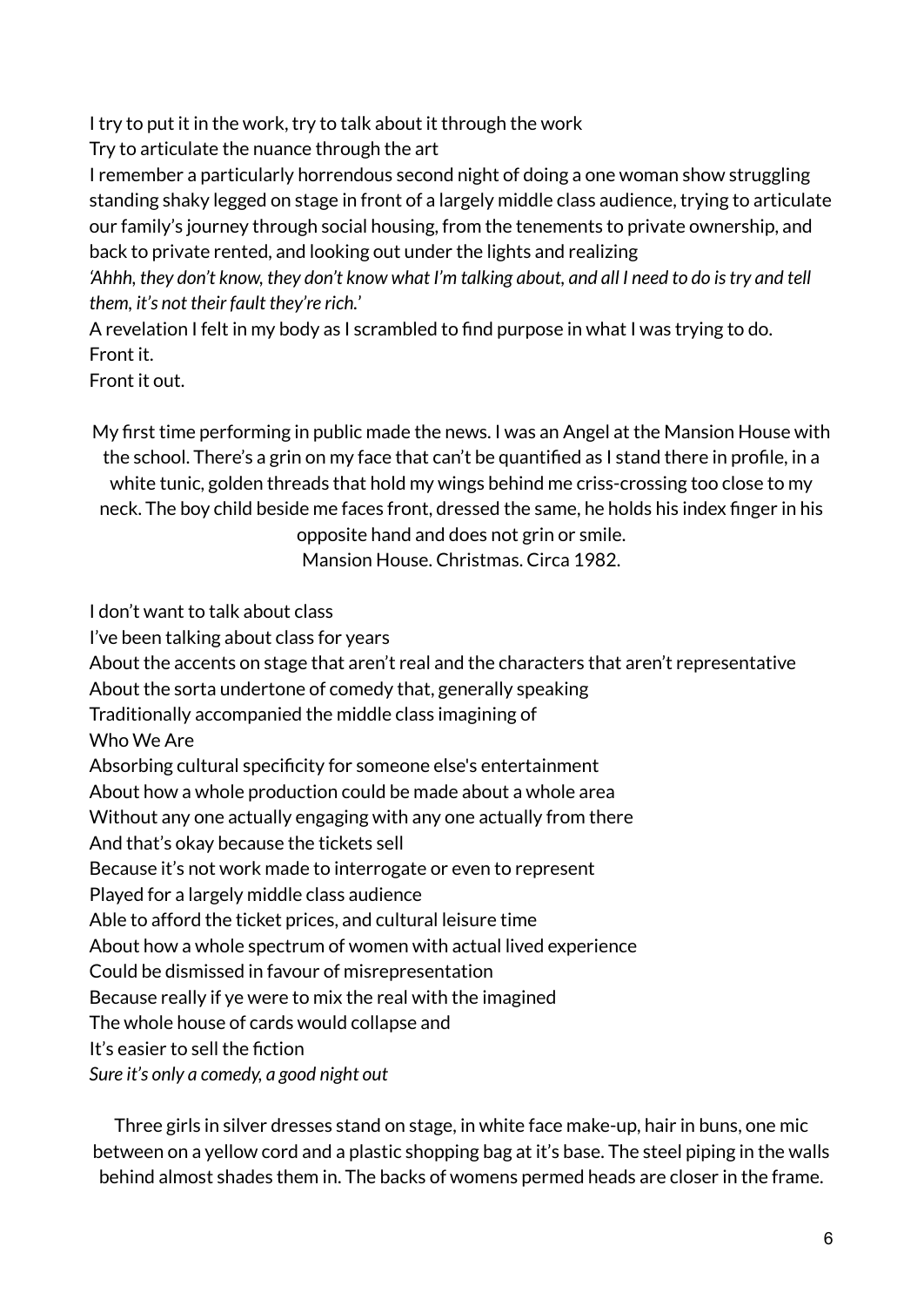I try to put it in the work, try to talk about it through the work
Try to articulate the nuance through the art
I remember a particularly horrendous second night of doing a one woman show struggling standing shaky legged on stage in front of a largely middle class audience, trying to articulate our family's journey through social housing, from the tenements to private ownership, and back to private rented, and looking out under the lights and realizing
*'Ahhh, they don't know, they don't know what I'm talking about, and all I need to do is try and tell them, it's not their fault they're rich.'*
A revelation I felt in my body as I scrambled to find purpose in what I was trying to do.
Front it.
Front it out.

My first time performing in public made the news. I was an Angel at the Mansion House with the school. There's a grin on my face that can't be quantified as I stand there in profile, in a white tunic, golden threads that hold my wings behind me criss-crossing too close to my neck. The boy child beside me faces front, dressed the same, he holds his index finger in his opposite hand and does not grin or smile.
Mansion House. Christmas. Circa 1982.

I don't want to talk about class
I've been talking about class for years
About the accents on stage that aren't real and the characters that aren't representative
About the sorta undertone of comedy that, generally speaking
Traditionally accompanied the middle class imagining of
Who We Are
Absorbing cultural specificity for someone else's entertainment
About how a whole production could be made about a whole area
Without any one actually engaging with any one actually from there
And that's okay because the tickets sell
Because it's not work made to interrogate or even to represent
Played for a largely middle class audience
Able to afford the ticket prices, and cultural leisure time
About how a whole spectrum of women with actual lived experience
Could be dismissed in favour of misrepresentation
Because really if ye were to mix the real with the imagined
The whole house of cards would collapse and
It's easier to sell the fiction
*Sure it's only a comedy, a good night out*

Three girls in silver dresses stand on stage, in white face make-up, hair in buns, one mic between on a yellow cord and a plastic shopping bag at it's base. The steel piping in the walls behind almost shades them in. The backs of womens permed heads are closer in the frame.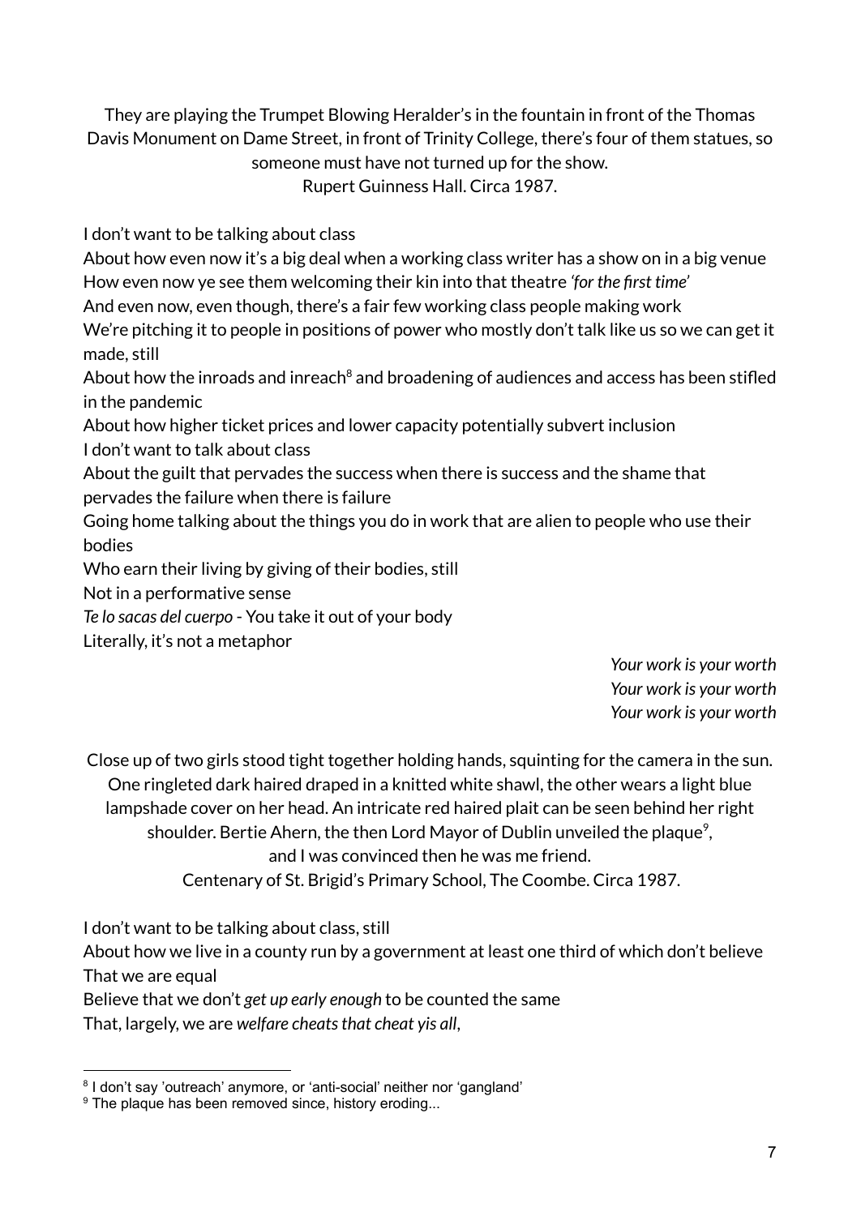They are playing the Trumpet Blowing Heralder's in the fountain in front of the Thomas Davis Monument on Dame Street, in front of Trinity College, there's four of them statues, so someone must have not turned up for the show.
Rupert Guinness Hall. Circa 1987.

I don't want to be talking about class
About how even now it's a big deal when a working class writer has a show on in a big venue
How even now ye see them welcoming their kin into that theatre *'for the first time'*
And even now, even though, there's a fair few working class people making work
We're pitching it to people in positions of power who mostly don't talk like us so we can get it made, still
About how the inroads and inreach[8] and broadening of audiences and access has been stifled in the pandemic
About how higher ticket prices and lower capacity potentially subvert inclusion
I don't want to talk about class
About the guilt that pervades the success when there is success and the shame that pervades the failure when there is failure
Going home talking about the things you do in work that are alien to people who use their bodies
Who earn their living by giving of their bodies, still
Not in a performative sense
*Te lo sacas del cuerpo* - You take it out of your body
Literally, it's not a metaphor

*Your work is your worth*
*Your work is your worth*
*Your work is your worth*

Close up of two girls stood tight together holding hands, squinting for the camera in the sun. One ringleted dark haired draped in a knitted white shawl, the other wears a light blue lampshade cover on her head. An intricate red haired plait can be seen behind her right shoulder. Bertie Ahern, the then Lord Mayor of Dublin unveiled the plaque[9],
and I was convinced then he was me friend.
Centenary of St. Brigid's Primary School, The Coombe. Circa 1987.

I don't want to be talking about class, still
About how we live in a county run by a government at least one third of which don't believe
That we are equal
Believe that we don't *get up early enough* to be counted the same
That, largely, we are *welfare cheats that cheat yis all*,

[8] I don't say 'outreach' anymore, or 'anti-social' neither nor 'gangland'
[9] The plaque has been removed since, history eroding...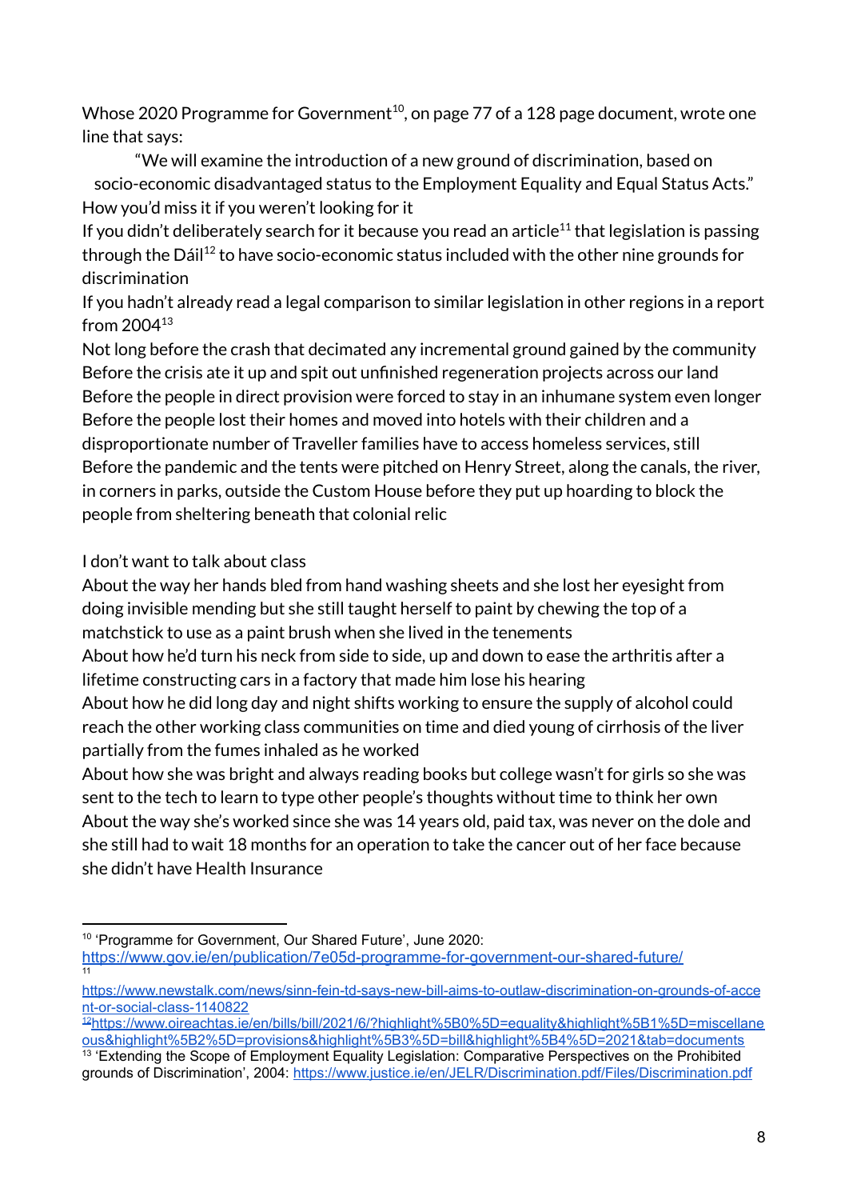Whose 2020 Programme for Government[10], on page 77 of a 128 page document, wrote one line that says:

> "We will examine the introduction of a new ground of discrimination, based on socio-economic disadvantaged status to the Employment Equality and Equal Status Acts."

How you'd miss it if you weren't looking for it
If you didn't deliberately search for it because you read an article[11] that legislation is passing through the Dáil[12] to have socio-economic status included with the other nine grounds for discrimination
If you hadn't already read a legal comparison to similar legislation in other regions in a report from 2004[13]
Not long before the crash that decimated any incremental ground gained by the community
Before the crisis ate it up and spit out unfinished regeneration projects across our land
Before the people in direct provision were forced to stay in an inhumane system even longer
Before the people lost their homes and moved into hotels with their children and a disproportionate number of Traveller families have to access homeless services, still
Before the pandemic and the tents were pitched on Henry Street, along the canals, the river, in corners in parks, outside the Custom House before they put up hoarding to block the people from sheltering beneath that colonial relic

I don't want to talk about class
About the way her hands bled from hand washing sheets and she lost her eyesight from doing invisible mending but she still taught herself to paint by chewing the top of a matchstick to use as a paint brush when she lived in the tenements
About how he'd turn his neck from side to side, up and down to ease the arthritis after a lifetime constructing cars in a factory that made him lose his hearing
About how he did long day and night shifts working to ensure the supply of alcohol could reach the other working class communities on time and died young of cirrhosis of the liver partially from the fumes inhaled as he worked
About how she was bright and always reading books but college wasn't for girls so she was sent to the tech to learn to type other people's thoughts without time to think her own
About the way she's worked since she was 14 years old, paid tax, was never on the dole and she still had to wait 18 months for an operation to take the cancer out of her face because she didn't have Health Insurance

---

[10] 'Programme for Government, Our Shared Future', June 2020: https://www.gov.ie/en/publication/7e05d-programme-for-government-our-shared-future/

[11] https://www.newstalk.com/news/sinn-fein-td-says-new-bill-aims-to-outlaw-discrimination-on-grounds-of-accent-or-social-class-1140822

[12] https://www.oireachtas.ie/en/bills/bill/2021/6/?highlight%5B0%5D=equality&highlight%5B1%5D=miscellaneous&highlight%5B2%5D=provisions&highlight%5B3%5D=bill&highlight%5B4%5D=2021&tab=documents

[13] 'Extending the Scope of Employment Equality Legislation: Comparative Perspectives on the Prohibited grounds of Discrimination', 2004: https://www.justice.ie/en/JELR/Discrimination.pdf/Files/Discrimination.pdf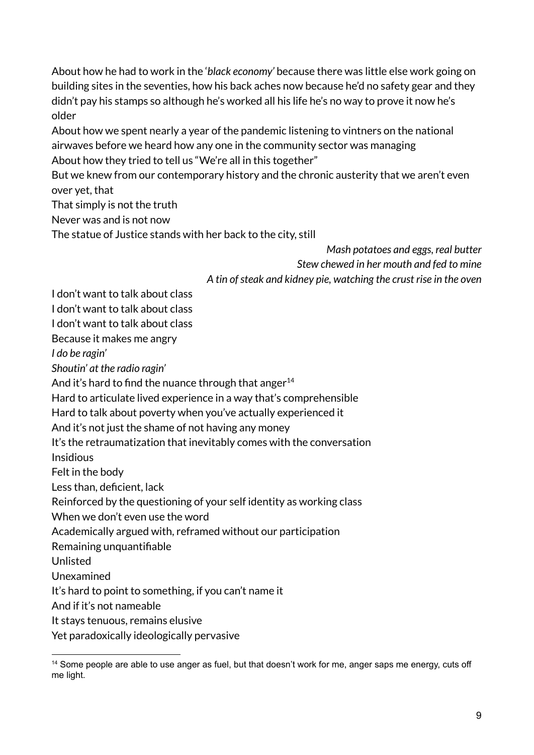About how he had to work in the '*black economy*' because there was little else work going on building sites in the seventies, how his back aches now because he'd no safety gear and they didn't pay his stamps so although he's worked all his life he's no way to prove it now he's older  
About how we spent nearly a year of the pandemic listening to vintners on the national airwaves before we heard how any one in the community sector was managing  
About how they tried to tell us "We're all in this together"  
But we knew from our contemporary history and the chronic austerity that we aren't even over yet, that  
That simply is not the truth  
Never was and is not now  
The statue of Justice stands with her back to the city, still

*Mash potatoes and eggs, real butter*  
*Stew chewed in her mouth and fed to mine*  
*A tin of steak and kidney pie, watching the crust rise in the oven*

I don't want to talk about class  
I don't want to talk about class  
I don't want to talk about class  
Because it makes me angry  
*I do be ragin'*  
*Shoutin' at the radio ragin'*  
And it's hard to find the nuance through that anger[14]  
Hard to articulate lived experience in a way that's comprehensible  
Hard to talk about poverty when you've actually experienced it  
And it's not just the shame of not having any money  
It's the retraumatization that inevitably comes with the conversation  
Insidious  
Felt in the body  
Less than, deficient, lack  
Reinforced by the questioning of your self identity as working class  
When we don't even use the word  
Academically argued with, reframed without our participation  
Remaining unquantifiable  
Unlisted  
Unexamined  
It's hard to point to something, if you can't name it  
And if it's not nameable  
It stays tenuous, remains elusive  
Yet paradoxically ideologically pervasive

---

[14] Some people are able to use anger as fuel, but that doesn't work for me, anger saps me energy, cuts off me light.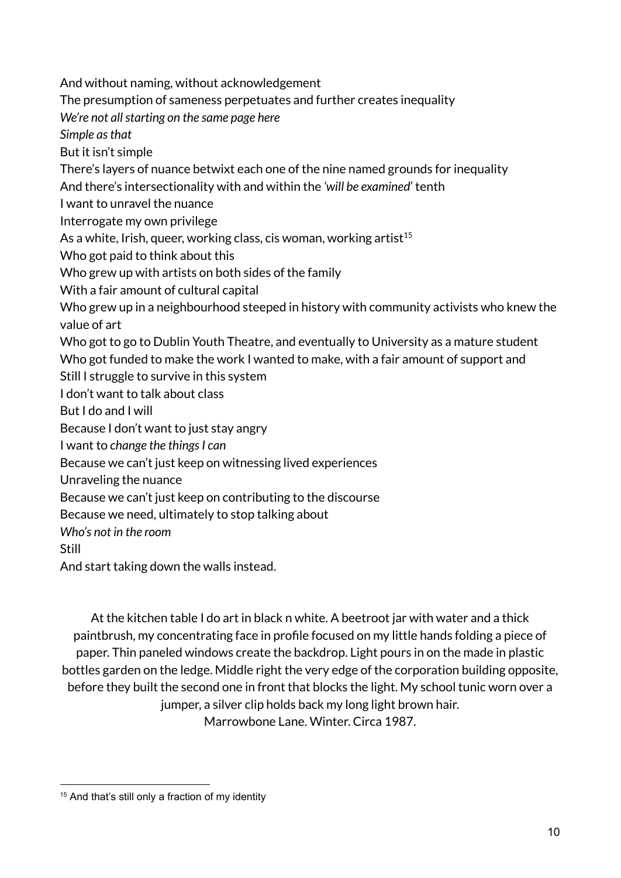And without naming, without acknowledgement
The presumption of sameness perpetuates and further creates inequality
*We're not all starting on the same page here*
*Simple as that*
But it isn't simple
There's layers of nuance betwixt each one of the nine named grounds for inequality
And there's intersectionality with and within the *'will be examined'* tenth
I want to unravel the nuance
Interrogate my own privilege
As a white, Irish, queer, working class, cis woman, working artist[15]
Who got paid to think about this
Who grew up with artists on both sides of the family
With a fair amount of cultural capital
Who grew up in a neighbourhood steeped in history with community activists who knew the value of art
Who got to go to Dublin Youth Theatre, and eventually to University as a mature student
Who got funded to make the work I wanted to make, with a fair amount of support and
Still I struggle to survive in this system
I don't want to talk about class
But I do and I will
Because I don't want to just stay angry
I want to *change the things I can*
Because we can't just keep on witnessing lived experiences
Unraveling the nuance
Because we can't just keep on contributing to the discourse
Because we need, ultimately to stop talking about
*Who's not in the room*
Still
And start taking down the walls instead.

At the kitchen table I do art in black n white. A beetroot jar with water and a thick paintbrush, my concentrating face in profile focused on my little hands folding a piece of paper. Thin paneled windows create the backdrop. Light pours in on the made in plastic bottles garden on the ledge. Middle right the very edge of the corporation building opposite, before they built the second one in front that blocks the light. My school tunic worn over a jumper, a silver clip holds back my long light brown hair.
Marrowbone Lane. Winter. Circa 1987.

[15] And that's still only a fraction of my identity